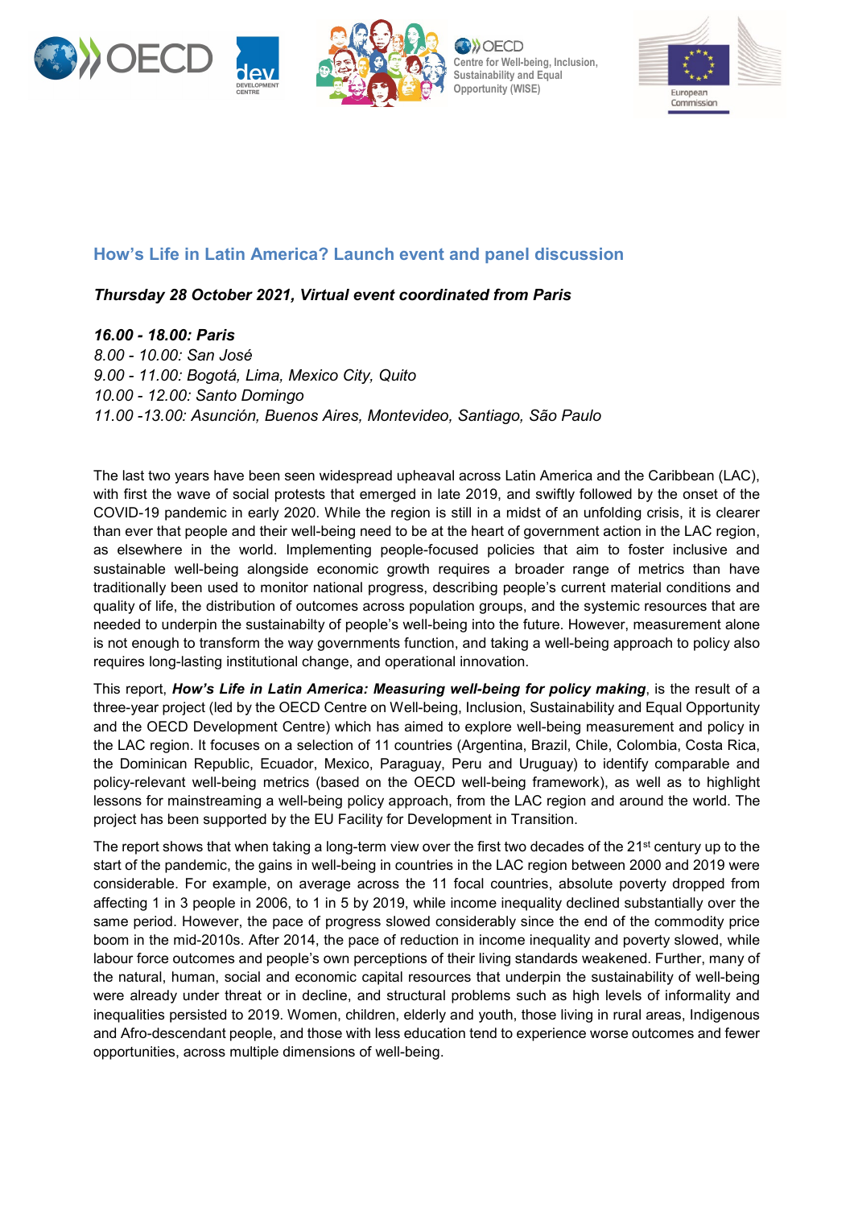## How's Life in Latin America? Launch event and panel discussion

***Thursday 28 October 2021, Virtual event coordinated from Paris***

***16.00 - 18.00: Paris***
*8.00 - 10.00: San José*
*9.00 - 11.00: Bogotá, Lima, Mexico City, Quito*
*10.00 - 12.00: Santo Domingo*
*11.00 -13.00: Asunción, Buenos Aires, Montevideo, Santiago, São Paulo*

The last two years have been seen widespread upheaval across Latin America and the Caribbean (LAC), with first the wave of social protests that emerged in late 2019, and swiftly followed by the onset of the COVID-19 pandemic in early 2020. While the region is still in a midst of an unfolding crisis, it is clearer than ever that people and their well-being need to be at the heart of government action in the LAC region, as elsewhere in the world. Implementing people-focused policies that aim to foster inclusive and sustainable well-being alongside economic growth requires a broader range of metrics than have traditionally been used to monitor national progress, describing people's current material conditions and quality of life, the distribution of outcomes across population groups, and the systemic resources that are needed to underpin the sustainabilty of people's well-being into the future. However, measurement alone is not enough to transform the way governments function, and taking a well-being approach to policy also requires long-lasting institutional change, and operational innovation.

This report, ***How's Life in Latin America: Measuring well-being for policy making***, is the result of a three-year project (led by the OECD Centre on Well-being, Inclusion, Sustainability and Equal Opportunity and the OECD Development Centre) which has aimed to explore well-being measurement and policy in the LAC region. It focuses on a selection of 11 countries (Argentina, Brazil, Chile, Colombia, Costa Rica, the Dominican Republic, Ecuador, Mexico, Paraguay, Peru and Uruguay) to identify comparable and policy-relevant well-being metrics (based on the OECD well-being framework), as well as to highlight lessons for mainstreaming a well-being policy approach, from the LAC region and around the world. The project has been supported by the EU Facility for Development in Transition.

The report shows that when taking a long-term view over the first two decades of the 21st century up to the start of the pandemic, the gains in well-being in countries in the LAC region between 2000 and 2019 were considerable. For example, on average across the 11 focal countries, absolute poverty dropped from affecting 1 in 3 people in 2006, to 1 in 5 by 2019, while income inequality declined substantially over the same period. However, the pace of progress slowed considerably since the end of the commodity price boom in the mid-2010s. After 2014, the pace of reduction in income inequality and poverty slowed, while labour force outcomes and people's own perceptions of their living standards weakened. Further, many of the natural, human, social and economic capital resources that underpin the sustainability of well-being were already under threat or in decline, and structural problems such as high levels of informality and inequalities persisted to 2019. Women, children, elderly and youth, those living in rural areas, Indigenous and Afro-descendant people, and those with less education tend to experience worse outcomes and fewer opportunities, across multiple dimensions of well-being.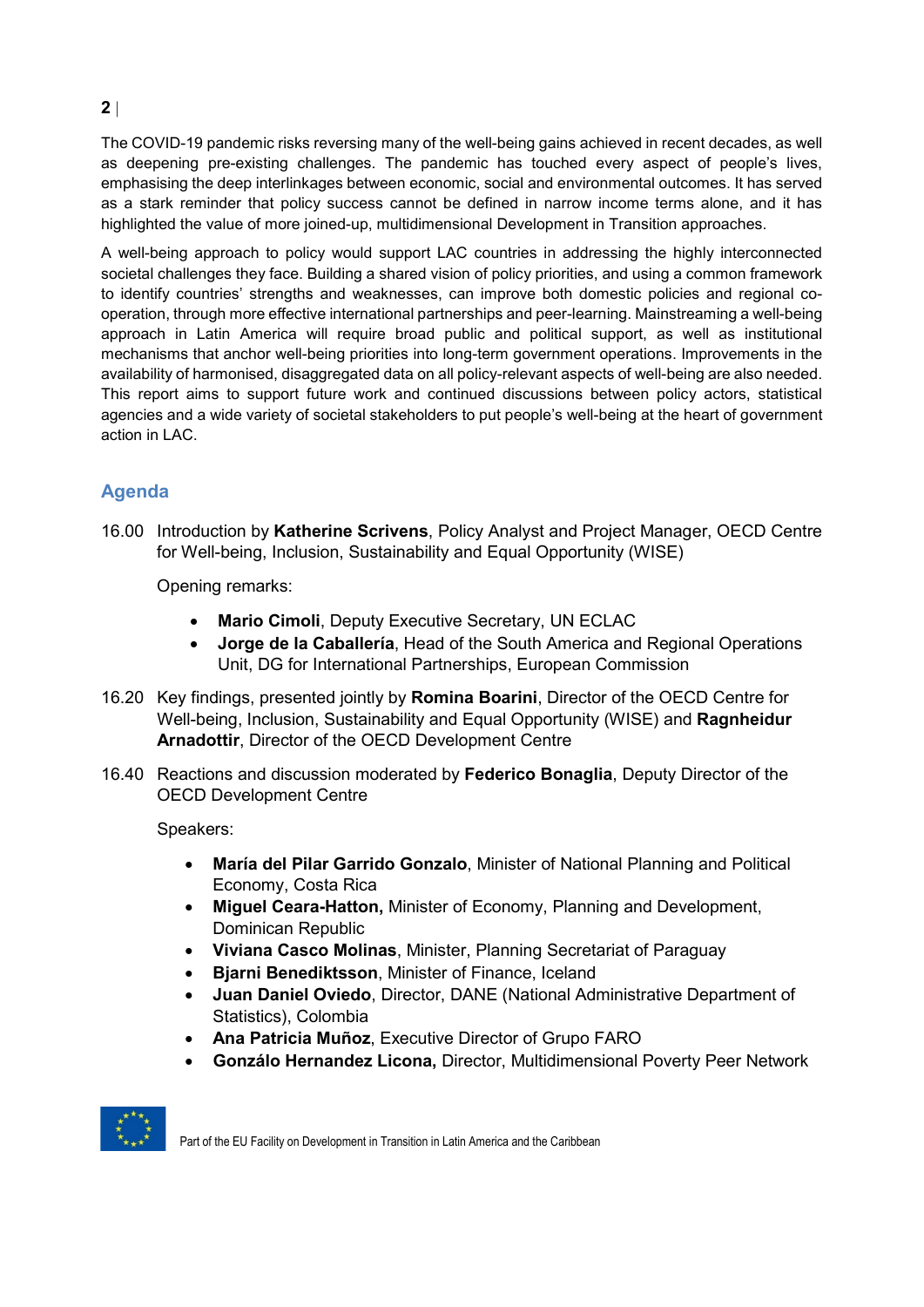The COVID-19 pandemic risks reversing many of the well-being gains achieved in recent decades, as well as deepening pre-existing challenges. The pandemic has touched every aspect of people's lives, emphasising the deep interlinkages between economic, social and environmental outcomes. It has served as a stark reminder that policy success cannot be defined in narrow income terms alone, and it has highlighted the value of more joined-up, multidimensional Development in Transition approaches.

A well-being approach to policy would support LAC countries in addressing the highly interconnected societal challenges they face. Building a shared vision of policy priorities, and using a common framework to identify countries' strengths and weaknesses, can improve both domestic policies and regional co-operation, through more effective international partnerships and peer-learning. Mainstreaming a well-being approach in Latin America will require broad public and political support, as well as institutional mechanisms that anchor well-being priorities into long-term government operations. Improvements in the availability of harmonised, disaggregated data on all policy-relevant aspects of well-being are also needed. This report aims to support future work and continued discussions between policy actors, statistical agencies and a wide variety of societal stakeholders to put people's well-being at the heart of government action in LAC.

## Agenda

16.00 Introduction by **Katherine Scrivens**, Policy Analyst and Project Manager, OECD Centre for Well-being, Inclusion, Sustainability and Equal Opportunity (WISE)

Opening remarks:

- **Mario Cimoli**, Deputy Executive Secretary, UN ECLAC
- **Jorge de la Caballería**, Head of the South America and Regional Operations Unit, DG for International Partnerships, European Commission

16.20 Key findings, presented jointly by **Romina Boarini**, Director of the OECD Centre for Well-being, Inclusion, Sustainability and Equal Opportunity (WISE) and **Ragnheidur Arnadottir**, Director of the OECD Development Centre

16.40 Reactions and discussion moderated by **Federico Bonaglia**, Deputy Director of the OECD Development Centre

Speakers:

- **María del Pilar Garrido Gonzalo**, Minister of National Planning and Political Economy, Costa Rica
- **Miguel Ceara-Hatton,** Minister of Economy, Planning and Development, Dominican Republic
- **Viviana Casco Molinas**, Minister, Planning Secretariat of Paraguay
- **Bjarni Benediktsson**, Minister of Finance, Iceland
- **Juan Daniel Oviedo**, Director, DANE (National Administrative Department of Statistics), Colombia
- **Ana Patricia Muñoz**, Executive Director of Grupo FARO
- **Gonzálo Hernandez Licona,** Director, Multidimensional Poverty Peer Network

Part of the EU Facility on Development in Transition in Latin America and the Caribbean